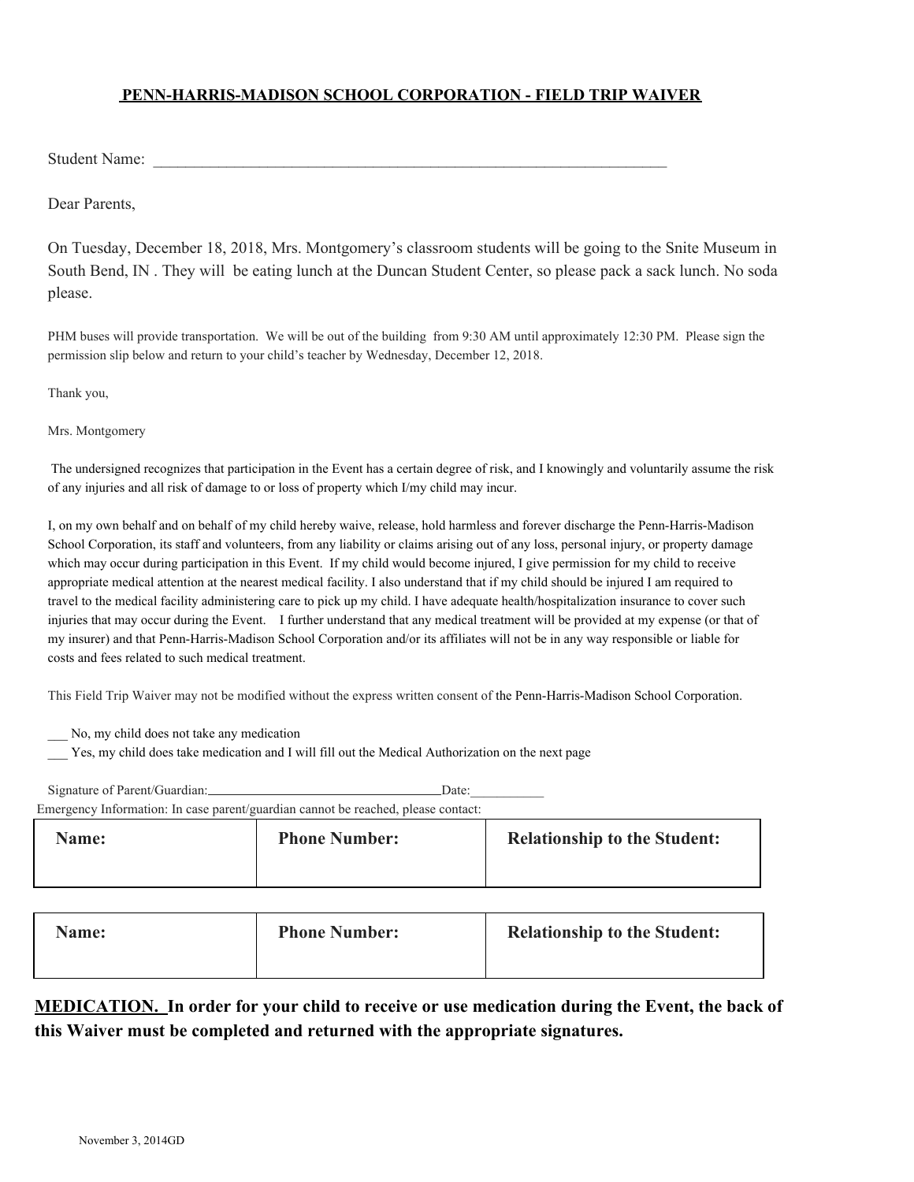## PENN-HARRIS-MADISON SCHOOL CORPORATION - FIELD TRIP WAIVER

Student Name: ____________________________________________________________________

Dear Parents,

On Tuesday, December 18, 2018, Mrs. Montgomery's classroom students will be going to the Snite Museum in South Bend, IN . They will be eating lunch at the Duncan Student Center, so please pack a sack lunch. No soda please.

PHM buses will provide transportation. We will be out of the building from 9:30 AM until approximately 12:30 PM. Please sign the permission slip below and return to your child's teacher by Wednesday, December 12, 2018.

Thank you,

Mrs. Montgomery

The undersigned recognizes that participation in the Event has a certain degree of risk, and I knowingly and voluntarily assume the risk of any injuries and all risk of damage to or loss of property which I/my child may incur.

I, on my own behalf and on behalf of my child hereby waive, release, hold harmless and forever discharge the Penn-Harris-Madison School Corporation, its staff and volunteers, from any liability or claims arising out of any loss, personal injury, or property damage which may occur during participation in this Event. If my child would become injured, I give permission for my child to receive appropriate medical attention at the nearest medical facility. I also understand that if my child should be injured I am required to travel to the medical facility administering care to pick up my child. I have adequate health/hospitalization insurance to cover such injuries that may occur during the Event. I further understand that any medical treatment will be provided at my expense (or that of my insurer) and that Penn-Harris-Madison School Corporation and/or its affiliates will not be in any way responsible or liable for costs and fees related to such medical treatment.

This Field Trip Waiver may not be modified without the express written consent of the Penn-Harris-Madison School Corporation.

___ No, my child does not take any medication
___ Yes, my child does take medication and I will fill out the Medical Authorization on the next page

Signature of Parent/Guardian:___________________________________Date:___________

Emergency Information: In case parent/guardian cannot be reached, please contact:

| Name: | Phone Number: | Relationship to the Student: |
|---|---|---|
| | | |

| Name: | Phone Number: | Relationship to the Student: |
|---|---|---|
| | | |

**MEDICATION. In order for your child to receive or use medication during the Event, the back of this Waiver must be completed and returned with the appropriate signatures.**

November 3, 2014GD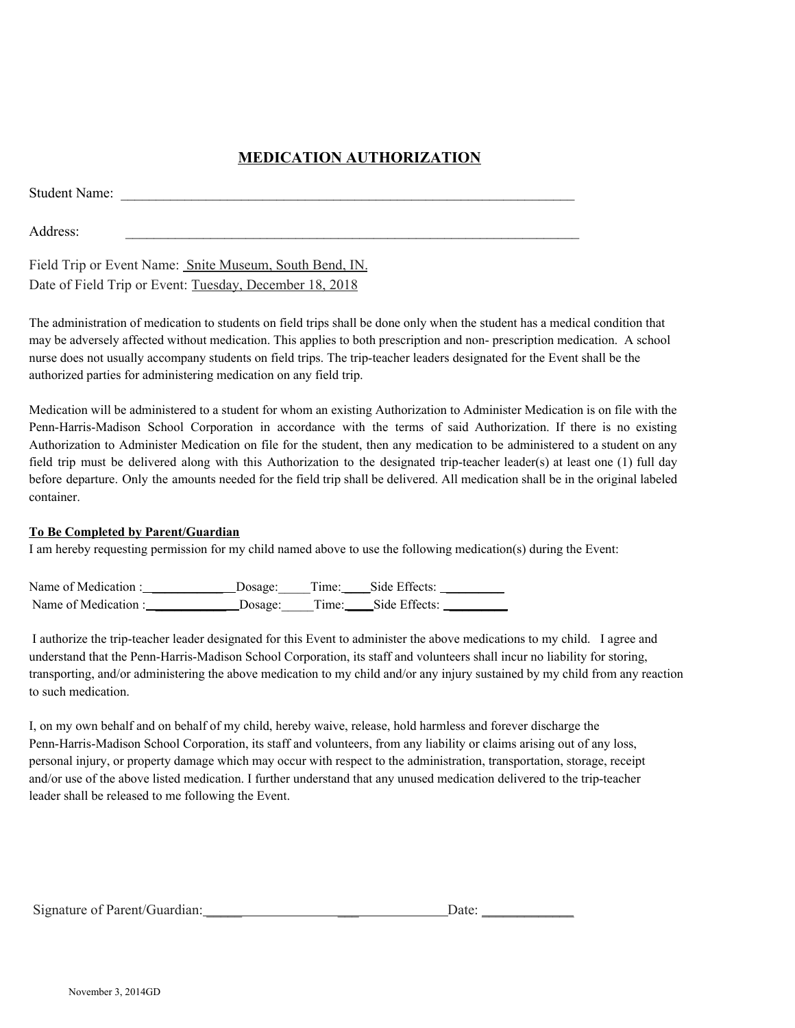# MEDICATION AUTHORIZATION

Student Name: ___________________________________________________________________

Address: ___________________________________________________________________

Field Trip or Event Name: Snite Museum, South Bend, IN.
Date of Field Trip or Event: Tuesday, December 18, 2018

The administration of medication to students on field trips shall be done only when the student has a medical condition that may be adversely affected without medication. This applies to both prescription and non- prescription medication. A school nurse does not usually accompany students on field trips. The trip-teacher leaders designated for the Event shall be the authorized parties for administering medication on any field trip.

Medication will be administered to a student for whom an existing Authorization to Administer Medication is on file with the Penn-Harris-Madison School Corporation in accordance with the terms of said Authorization. If there is no existing Authorization to Administer Medication on file for the student, then any medication to be administered to a student on any field trip must be delivered along with this Authorization to the designated trip-teacher leader(s) at least one (1) full day before departure. Only the amounts needed for the field trip shall be delivered. All medication shall be in the original labeled container.

**To Be Completed by Parent/Guardian**

I am hereby requesting permission for my child named above to use the following medication(s) during the Event:

Name of Medication :_____________Dosage:_____Time:____Side Effects: _________
Name of Medication :_____________Dosage:_____Time:____Side Effects: _________

I authorize the trip-teacher leader designated for this Event to administer the above medications to my child. I agree and understand that the Penn-Harris-Madison School Corporation, its staff and volunteers shall incur no liability for storing, transporting, and/or administering the above medication to my child and/or any injury sustained by my child from any reaction to such medication.

I, on my own behalf and on behalf of my child, hereby waive, release, hold harmless and forever discharge the Penn-Harris-Madison School Corporation, its staff and volunteers, from any liability or claims arising out of any loss, personal injury, or property damage which may occur with respect to the administration, transportation, storage, receipt and/or use of the above listed medication. I further understand that any unused medication delivered to the trip-teacher leader shall be released to me following the Event.

Signature of Parent/Guardian:_____________________________________Date: _____________

November 3, 2014GD